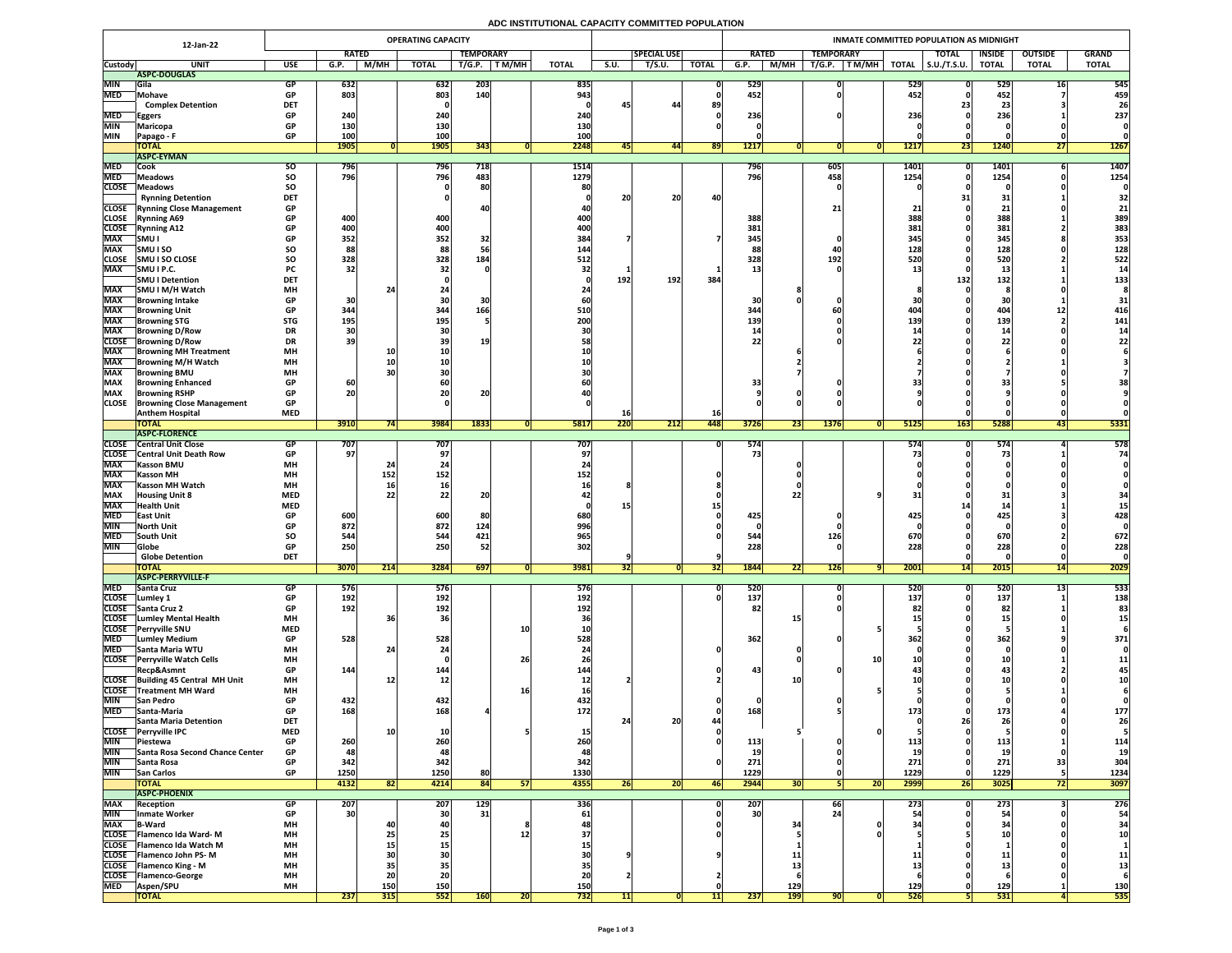# ADC INSTITUTIONAL CAPACITY COMMITTED POPULATION

| 12-Jan-22 | | | OPERATING CAPACITY | | | | | | | | | INMATE COMMITTED POPULATION AS MIDNIGHT | | | | | | | | |
|---|---|---|---|---|---|---|---|---|---|---|---|---|---|---|---|---|---|---|---|---|
| | | | RATED | | | TEMPORARY | | | | SPECIAL USE | | RATED | | TEMPORARY | | | TOTAL | INSIDE | OUTSIDE | GRAND |
| Custody | UNIT | USE | G.P. | M/MH | TOTAL | T/G.P. | T M/MH | TOTAL | S.U. | T/S.U. | TOTAL | G.P. | M/MH | T/G.P. | T M/MH | TOTAL | S.U./T.S.U. | TOTAL | TOTAL | TOTAL |
| | **ASPC-DOUGLAS** | | | | | | | | | | | | | | | | | | | |
| MIN | Gila | GP | 632 | | 632 | 203 | | 835 | | | 0 | 529 | | 0 | | 529 | 0 | 529 | 16 | 545 |
| MED | Mohave | GP | 803 | | 803 | 140 | | 943 | | | 0 | 452 | | 0 | | 452 | 0 | 452 | 7 | 459 |
| | Complex Detention | DET | | | 0 | | | 0 | 45 | 44 | 89 | | | | | | 23 | 23 | 3 | 26 |
| MED | Eggers | GP | 240 | | 240 | | | 240 | | | 0 | 236 | | 0 | | 236 | 0 | 236 | 1 | 237 |
| MIN | Maricopa | GP | 130 | | 130 | | | 130 | | | 0 | 0 | | | | 0 | 0 | 0 | 0 | 0 |
| MIN | Papago - F | GP | 100 | | 100 | | | 100 | | | | 0 | | | | 0 | 0 | 0 | 0 | 0 |
| | **TOTAL** | | 1905 | 0 | 1905 | 343 | 0 | 2248 | 45 | 44 | 89 | 1217 | 0 | 0 | 0 | 1217 | 23 | 1240 | 27 | 1267 |
| | **ASPC-EYMAN** | | | | | | | | | | | | | | | | | | | |
| MED | Cook | SO | 796 | | 796 | 718 | | 1514 | | | | 796 | | 605 | | 1401 | 0 | 1401 | 6 | 1407 |
| MED | Meadows | SO | 796 | | 796 | 483 | | 1279 | | | | 796 | | 458 | | 1254 | 0 | 1254 | 0 | 1254 |
| CLOSE | Meadows | SO | | | 0 | 80 | | 80 | | | | | | 0 | | 0 | 0 | 0 | 0 | 0 |
| | Rynning Detention | DET | | | 0 | | | 0 | 20 | 20 | 40 | | | | | | 31 | 31 | 1 | 32 |
| CLOSE | Rynning Close Management | GP | | | | 40 | | 40 | | | | | | 21 | | 21 | 0 | 21 | 0 | 21 |
| CLOSE | Rynning A69 | GP | 400 | | 400 | | | 400 | | | | 388 | | | | 388 | 0 | 388 | 1 | 389 |
| CLOSE | Rynning A12 | GP | 400 | | 400 | | | 400 | | | | 381 | | | | 381 | 0 | 381 | 2 | 383 |
| MAX | SMU I | GP | 352 | | 352 | 32 | | 384 | 7 | | 7 | 345 | | 0 | | 345 | 0 | 345 | 8 | 353 |
| MAX | SMU I SO | SO | 88 | | 88 | 56 | | 144 | | | | 88 | | 40 | | 128 | 0 | 128 | 0 | 128 |
| CLOSE | SMU I SO CLOSE | SO | 328 | | 328 | 184 | | 512 | | | | 328 | | 192 | | 520 | 0 | 520 | 2 | 522 |
| MAX | SMU I P.C. | PC | 32 | | 32 | 0 | | 32 | 1 | | 1 | 13 | | 0 | | 13 | 0 | 13 | 1 | 14 |
| | SMU I Detention | DET | | | 0 | | | 0 | 192 | 192 | 384 | | | | | | 132 | 132 | 1 | 133 |
| MAX | SMU I M/H Watch | MH | | 24 | 24 | | | 24 | | | | | 8 | | | 8 | 0 | 8 | 0 | 8 |
| MAX | Browning Intake | GP | 30 | | 30 | 30 | | 60 | | | | 30 | 0 | 0 | | 30 | 0 | 30 | 1 | 31 |
| MAX | Browning Unit | GP | 344 | | 344 | 166 | | 510 | | | | 344 | | 60 | | 404 | 0 | 404 | 12 | 416 |
| MAX | Browning STG | STG | 195 | | 195 | 5 | | 200 | | | | 139 | | 0 | | 139 | 0 | 139 | 2 | 141 |
| MAX | Browning D/Row | DR | 30 | | 30 | | | 30 | | | | 14 | | 0 | | 14 | 0 | 14 | 0 | 14 |
| CLOSE | Browning D/Row | DR | 39 | | 39 | 19 | | 58 | | | | 22 | | 0 | | 22 | 0 | 22 | 0 | 22 |
| MAX | Browning MH Treatment | MH | | 10 | 10 | | | 10 | | | | | 6 | | | 6 | 0 | 6 | 0 | 6 |
| MAX | Browning M/H Watch | MH | | 10 | 10 | | | 10 | | | | | 2 | | | 2 | 0 | 2 | 1 | 3 |
| MAX | Browning BMU | MH | | 30 | 30 | | | 30 | | | | | 7 | | | 7 | 0 | 7 | 0 | 7 |
| MAX | Browning Enhanced | GP | 60 | | 60 | | | 60 | | | | 33 | | 0 | | 33 | 0 | 33 | 5 | 38 |
| MAX | Browning RSHP | GP | 20 | | 20 | 20 | | 40 | | | | 9 | 0 | 0 | | 9 | 0 | 9 | 0 | 9 |
| CLOSE | Browning Close Management | GP | | | 0 | | | 0 | | | | 0 | 0 | 0 | | 0 | 0 | 0 | 0 | 0 |
| | Anthem Hospital | MED | | | | | | | 16 | | 16 | | | | | | 0 | 0 | 0 | 0 |
| | **TOTAL** | | 3910 | 74 | 3984 | 1833 | 0 | 5817 | 220 | 212 | 448 | 3726 | 23 | 1376 | 0 | 5125 | 163 | 5288 | 43 | 5331 |
| | **ASPC-FLORENCE** | | | | | | | | | | | | | | | | | | | |
| CLOSE | Central Unit Close | GP | 707 | | 707 | | | 707 | | | 0 | 574 | | | | 574 | 0 | 574 | 4 | 578 |
| CLOSE | Central Unit Death Row | GP | 97 | | 97 | | | 97 | | | | 73 | | | | 73 | 0 | 73 | 1 | 74 |
| MAX | Kasson BMU | MH | | 24 | 24 | | | 24 | | | | | 0 | | | 0 | 0 | 0 | 0 | 0 |
| MAX | Kasson MH | MH | | 152 | 152 | | | 152 | | | 0 | | 0 | | | 0 | 0 | 0 | 0 | 0 |
| MAX | Kasson MH Watch | MH | | 16 | 16 | | | 16 | 8 | | 8 | | 0 | | | 0 | 0 | 0 | 0 | 0 |
| MAX | Housing Unit 8 | MED | | 22 | 22 | 20 | | 42 | | | 0 | | 22 | | 9 | 31 | 0 | 31 | 3 | 34 |
| MAX | Health Unit | MED | | | | | | 0 | 15 | | 15 | | | | | | 14 | 14 | 1 | 15 |
| MED | East Unit | GP | 600 | | 600 | 80 | | 680 | | | 0 | 425 | | 0 | | 425 | 0 | 425 | 3 | 428 |
| MIN | North Unit | GP | 872 | | 872 | 124 | | 996 | | | 0 | 0 | | 0 | | 0 | 0 | 0 | 0 | 0 |
| MED | South Unit | SO | 544 | | 544 | 421 | | 965 | | | 0 | 544 | | 126 | | 670 | 0 | 670 | 2 | 672 |
| MIN | Globe | GP | 250 | | 250 | 52 | | 302 | | | | 228 | | 0 | | 228 | 0 | 228 | 0 | 228 |
| | Globe Detention | DET | | | | | | | 9 | | 9 | | | | | | 0 | 0 | 0 | 0 |
| | **TOTAL** | | 3070 | 214 | 3284 | 697 | 0 | 3981 | 32 | 0 | 32 | 1844 | 22 | 126 | 9 | 2001 | 14 | 2015 | 14 | 2029 |
| | **ASPC-PERRYVILLE-F** | | | | | | | | | | | | | | | | | | | |
| MED | Santa Cruz | GP | 576 | | 576 | | | 576 | | | 0 | 520 | | 0 | | 520 | 0 | 520 | 13 | 533 |
| CLOSE | Lumley 1 | GP | 192 | | 192 | | | 192 | | | 0 | 137 | | 0 | | 137 | 0 | 137 | 1 | 138 |
| CLOSE | Santa Cruz 2 | GP | 192 | | 192 | | | 192 | | | | 82 | | 0 | | 82 | 0 | 82 | 1 | 83 |
| CLOSE | Lumley Mental Health | MH | | 36 | 36 | | | 36 | | | | | 15 | | | 15 | 0 | 15 | 0 | 15 |
| CLOSE | Perryville SNU | MED | | | | | 10 | 10 | | | | | | | 5 | 5 | 0 | 5 | 1 | 6 |
| MED | Lumley Medium | GP | 528 | | 528 | | | 528 | | | | 362 | | 0 | | 362 | 0 | 362 | 9 | 371 |
| MED | Santa Maria WTU | MH | | 24 | 24 | | | 24 | | | 0 | | 0 | | | 0 | 0 | 0 | 0 | 0 |
| CLOSE | Perryville Watch Cells | MH | | | 0 | | 26 | 26 | | | | | 0 | | 10 | 10 | 0 | 10 | 1 | 11 |
| | Recp&Asmnt | GP | 144 | | 144 | | | 144 | | | 0 | 43 | | 0 | | 43 | 0 | 43 | 2 | 45 |
| CLOSE | Building 45 Central MH Unit | MH | | 12 | 12 | | | 12 | 2 | | 2 | | 10 | | | 10 | 0 | 10 | 0 | 10 |
| CLOSE | Treatment MH Ward | MH | | | | | 16 | 16 | | | | | | | 5 | 5 | 0 | 5 | 1 | 6 |
| MIN | San Pedro | GP | 432 | | 432 | | | 432 | | | 0 | 0 | | 0 | | 0 | 0 | 0 | 0 | 0 |
| MED | Santa-Maria | GP | 168 | | 168 | 4 | | 172 | | | 0 | 168 | | 5 | | 173 | 0 | 173 | 4 | 177 |
| | Santa Maria Detention | DET | | | | | | | 24 | 20 | 44 | | | | | 0 | 26 | 26 | 0 | 26 |
| CLOSE | Perryville IPC | MED | | 10 | 10 | | 5 | 15 | | | 0 | | 5 | | 0 | 5 | 0 | 5 | 0 | 5 |
| MIN | Piestewa | GP | 260 | | 260 | | | 260 | | | 0 | 113 | | 0 | | 113 | 0 | 113 | 1 | 114 |
| MIN | Santa Rosa Second Chance Center | GP | 48 | | 48 | | | 48 | | | | 19 | | 0 | | 19 | 0 | 19 | 0 | 19 |
| MIN | Santa Rosa | GP | 342 | | 342 | | | 342 | | | 0 | 271 | | 0 | | 271 | 0 | 271 | 33 | 304 |
| MIN | San Carlos | GP | 1250 | | 1250 | 80 | | 1330 | | | | 1229 | | 0 | | 1229 | 0 | 1229 | 5 | 1234 |
| | **TOTAL** | | 4132 | 82 | 4214 | 84 | 57 | 4355 | 26 | 20 | 46 | 2944 | 30 | 5 | 20 | 2999 | 26 | 3025 | 72 | 3097 |
| | **ASPC-PHOENIX** | | | | | | | | | | | | | | | | | | | |
| MAX | Reception | GP | 207 | | 207 | 129 | | 336 | | | 0 | 207 | | 66 | | 273 | 0 | 273 | 3 | 276 |
| MIN | Inmate Worker | GP | 30 | | 30 | 31 | | 61 | | | 0 | 30 | | 24 | | 54 | 0 | 54 | 0 | 54 |
| MAX | B-Ward | MH | | 40 | 40 | | 8 | 48 | | | 0 | | 34 | | 0 | 34 | 0 | 34 | 0 | 34 |
| CLOSE | Flamenco Ida Ward- M | MH | | 25 | 25 | | 12 | 37 | | | 0 | | 5 | | 0 | 5 | 5 | 10 | 0 | 10 |
| CLOSE | Flamenco Ida Watch M | MH | | 15 | 15 | | | 15 | | | | | 1 | | | 1 | 0 | 1 | 0 | 1 |
| CLOSE | Flamenco John PS- M | MH | | 30 | 30 | | | 30 | 9 | | 9 | | 11 | | | 11 | 0 | 11 | 0 | 11 |
| CLOSE | Flamenco King - M | MH | | 35 | 35 | | | 35 | | | | | 13 | | | 13 | 0 | 13 | 0 | 13 |
| CLOSE | Flamenco-George | MH | | 20 | 20 | | | 20 | 2 | | 2 | | 6 | | | 6 | 0 | 6 | 0 | 6 |
| MED | Aspen/SPU | MH | | 150 | 150 | | | 150 | | | 0 | | 129 | | | 129 | 0 | 129 | 1 | 130 |
| | **TOTAL** | | 237 | 315 | 552 | 160 | 20 | 732 | 11 | 0 | 11 | 237 | 199 | 90 | 0 | 526 | 5 | 531 | 4 | 535 |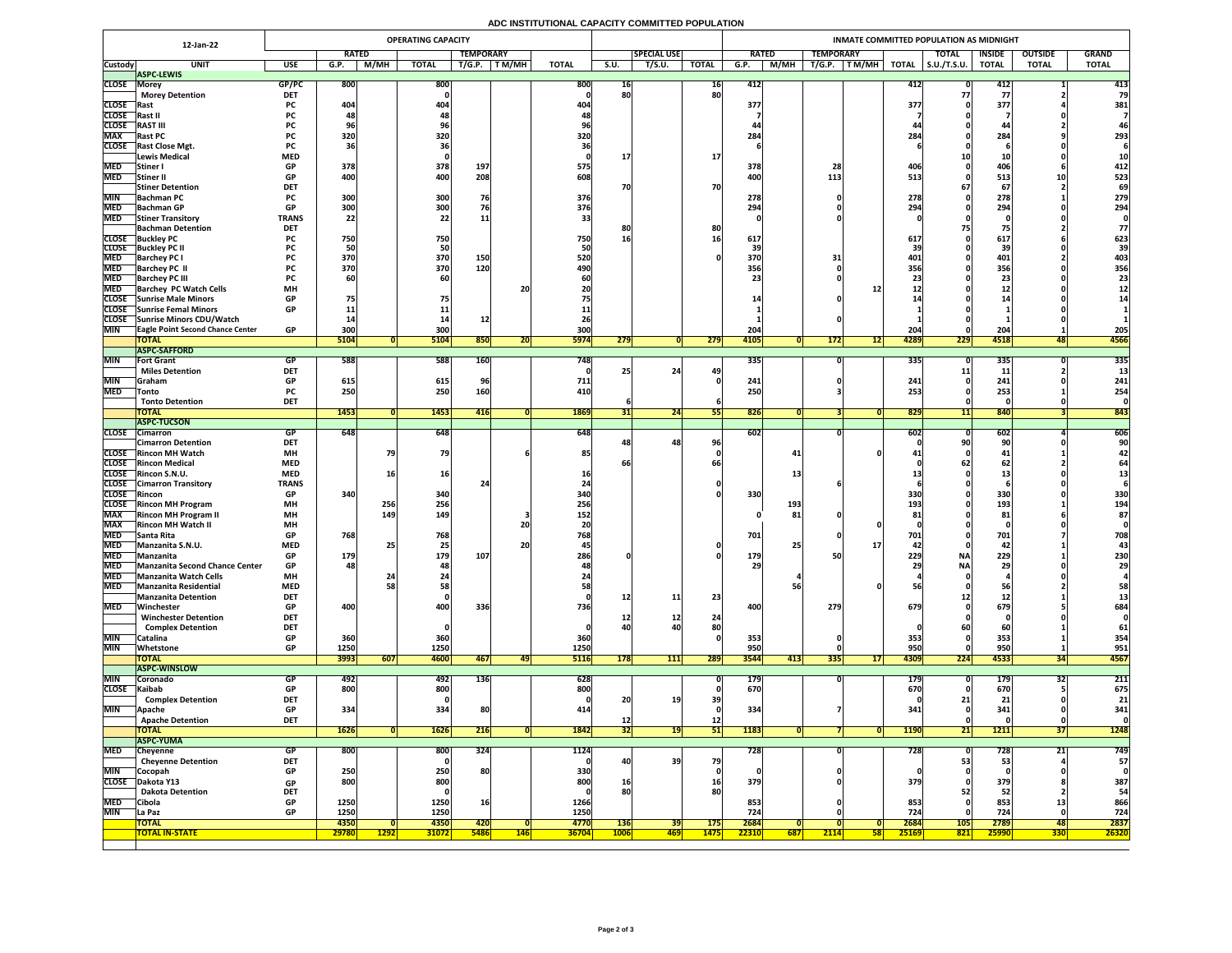# ADC INSTITUTIONAL CAPACITY COMMITTED POPULATION

| 12-Jan-22 | | | OPERATING CAPACITY | | | | | | | | | | INMATE COMMITTED POPULATION AS MIDNIGHT | | | | | | | | |
|---|---|---|---|---|---|---|---|---|---|---|---|---|---|---|---|---|---|---|---|---|---|
| | | | RATED | | | TEMPORARY | | | | SPECIAL USE | | | RATED | | TEMPORARY | | | TOTAL | INSIDE | OUTSIDE | GRAND |
| Custody | UNIT | USE | G.P. | M/MH | TOTAL | T/G.P. | T M/MH | TOTAL | S.U. | T/S.U. | TOTAL | G.P. | M/MH | T/G.P. | T M/MH | TOTAL | S.U./T.S.U. | TOTAL | TOTAL | TOTAL |
| | **ASPC-LEWIS** | | | | | | | | | | | | | | | | | | | |
| CLOSE | Morey | GP/PC | 800 | | 800 | | | 800 | 16 | | 16 | 412 | | | | 412 | 0 | 412 | 1 | 413 |
| | Morey Detention | DET | | | 0 | | | 0 | 80 | | 80 | | | | | | 77 | 77 | 2 | 79 |
| CLOSE | Rast | PC | 404 | | 404 | | | 404 | | | | 377 | | | | 377 | 0 | 377 | 4 | 381 |
| CLOSE | Rast II | PC | 48 | | 48 | | | 48 | | | | 7 | | | | 7 | 0 | 7 | 0 | 7 |
| CLOSE | RAST III | PC | 96 | | 96 | | | 96 | | | | 44 | | | | 44 | 0 | 44 | 2 | 46 |
| MAX | Rast PC | PC | 320 | | 320 | | | 320 | | | | 284 | | | | 284 | 0 | 284 | 9 | 293 |
| CLOSE | Rast Close Mgt. | PC | 36 | | 36 | | | 36 | | | | 6 | | | | 6 | 0 | 6 | 0 | 6 |
| | Lewis Medical | MED | | | 0 | | | 0 | 17 | | 17 | | | | | | 10 | 10 | 0 | 10 |
| MED | Stiner I | GP | 378 | | 378 | 197 | | 575 | | | | 378 | | 28 | | 406 | 0 | 406 | 6 | 412 |
| MED | Stiner II | GP | 400 | | 400 | 208 | | 608 | | | | 400 | | 113 | | 513 | 0 | 513 | 10 | 523 |
| | Stiner Detention | DET | | | | | | | 70 | | 70 | | | | | | 67 | 67 | 2 | 69 |
| MIN | Bachman PC | PC | 300 | | 300 | 76 | | 376 | | | | 278 | | 0 | | 278 | 0 | 278 | 1 | 279 |
| MED | Bachman GP | GP | 300 | | 300 | 76 | | 376 | | | | 294 | | 0 | | 294 | 0 | 294 | 0 | 294 |
| MED | Stiner Transitory | TRANS | 22 | | 22 | 11 | | 33 | | | | 0 | | 0 | | 0 | 0 | 0 | 0 | 0 |
| | Bachman Detention | DET | | | | | | | 80 | | 80 | | | | | | 75 | 75 | 2 | 77 |
| CLOSE | Buckley PC | PC | 750 | | 750 | | | 750 | 16 | | 16 | 617 | | | | 617 | 0 | 617 | 6 | 623 |
| CLOSE | Buckley PC II | PC | 50 | | 50 | | | 50 | | | | 39 | | | | 39 | 0 | 39 | 0 | 39 |
| MED | Barchey PC I | PC | 370 | | 370 | 150 | | 520 | | | 0 | 370 | | 31 | | 401 | 0 | 401 | 2 | 403 |
| MED | Barchey PC II | PC | 370 | | 370 | 120 | | 490 | | | | 356 | | 0 | | 356 | 0 | 356 | 0 | 356 |
| MED | Barchey PC III | PC | 60 | | 60 | | | 60 | | | | 23 | | 0 | | 23 | 0 | 23 | 0 | 23 |
| MED | Barchey PC Watch Cells | MH | | | | | 20 | 20 | | | | | | | 12 | 12 | 0 | 12 | 0 | 12 |
| CLOSE | Sunrise Male Minors | GP | 75 | | 75 | | | 75 | | | | 14 | | 0 | | 14 | 0 | 14 | 0 | 14 |
| CLOSE | Sunrise Femal Minors | GP | 11 | | 11 | | | 11 | | | | 1 | | | | 1 | 0 | 1 | 0 | 1 |
| CLOSE | Sunrise Minors CDU/Watch | | 14 | | 14 | 12 | | 26 | | | | 1 | | 0 | | 1 | 0 | 1 | 0 | 1 |
| MIN | Eagle Point Second Chance Center | GP | 300 | | 300 | | | 300 | | | | 204 | | | | 204 | 0 | 204 | 1 | 205 |
| | **TOTAL** | | **5104** | **0** | **5104** | **850** | **20** | **5974** | **279** | **0** | **279** | **4105** | **0** | **172** | **12** | **4289** | **229** | **4518** | **48** | **4566** |
| | **ASPC-SAFFORD** | | | | | | | | | | | | | | | | | | | |
| MIN | Fort Grant | GP | 588 | | 588 | 160 | | 748 | | | | 335 | | 0 | | 335 | 0 | 335 | 0 | 335 |
| | Miles Detention | DET | | | | | | 0 | 25 | 24 | 49 | | | | | | 11 | 11 | 2 | 13 |
| MIN | Graham | GP | 615 | | 615 | 96 | | 711 | | | 0 | 241 | | 0 | | 241 | 0 | 241 | 0 | 241 |
| MED | Tonto | PC | 250 | | 250 | 160 | | 410 | | | | 250 | | 3 | | 253 | 0 | 253 | 1 | 254 |
| | Tonto Detention | DET | | | | | | | 6 | | 6 | | | | | | 0 | 0 | 0 | 0 |
| | **TOTAL** | | **1453** | **0** | **1453** | **416** | **0** | **1869** | **31** | **24** | **55** | **826** | **0** | **3** | **0** | **829** | **11** | **840** | **3** | **843** |
| | **ASPC-TUCSON** | | | | | | | | | | | | | | | | | | | |
| CLOSE | Cimarron | GP | 648 | | 648 | | | 648 | | | | 602 | | 0 | | 602 | 0 | 602 | 4 | 606 |
| | Cimarron Detention | DET | | | | | | | 48 | 48 | 96 | | | | | 0 | 90 | 90 | 0 | 90 |
| CLOSE | Rincon MH Watch | MH | | 79 | 79 | | 6 | 85 | | | 0 | | 41 | | 0 | 41 | 0 | 41 | 1 | 42 |
| CLOSE | Rincon Medical | MED | | | | | | | 66 | | 66 | | | | | 0 | 62 | 62 | 2 | 64 |
| CLOSE | Rincon S.N.U. | MED | | 16 | 16 | | | 16 | | | | | 13 | | | 13 | 0 | 13 | 0 | 13 |
| CLOSE | Cimarron Transitory | TRANS | | | | 24 | | 24 | | | 0 | | | 6 | | 6 | 0 | 6 | 0 | 6 |
| CLOSE | Rincon | GP | 340 | | 340 | | | 340 | | | 0 | 330 | | | | 330 | 0 | 330 | 0 | 330 |
| CLOSE | Rincon MH Program | MH | | 256 | 256 | | | 256 | | | | | 193 | | | 193 | 0 | 193 | 1 | 194 |
| MAX | Rincon MH Program II | MH | | 149 | 149 | | 3 | 152 | | | | 0 | 81 | 0 | | 81 | 0 | 81 | 6 | 87 |
| MAX | Rincon MH Watch II | MH | | | | | 20 | 20 | | | | | | | 0 | 0 | 0 | 0 | 0 | 0 |
| MED | Santa Rita | GP | 768 | | 768 | | | 768 | | | | 701 | | 0 | | 701 | 0 | 701 | 7 | 708 |
| MED | Manzanita S.N.U. | MED | | 25 | 25 | | 20 | 45 | | | 0 | | 25 | | 17 | 42 | 0 | 42 | 1 | 43 |
| MED | Manzanita | GP | 179 | | 179 | 107 | | 286 | 0 | | 0 | 179 | | 50 | | 229 | NA | 229 | 1 | 230 |
| MED | Manzanita Second Chance Center | GP | 48 | | 48 | | | 48 | | | | 29 | | | | 29 | NA | 29 | 0 | 29 |
| MED | Manzanita Watch Cells | MH | | 24 | 24 | | | 24 | | | | | 4 | | | 4 | 0 | 4 | 0 | 4 |
| MED | Manzanita Residential | MED | | 58 | 58 | | | 58 | | | | | 56 | | 0 | 56 | 0 | 56 | 2 | 58 |
| | Manzanita Detention | DET | | | 0 | | | 0 | 12 | 11 | 23 | | | | | | 12 | 12 | 1 | 13 |
| MED | Winchester | GP | 400 | | 400 | 336 | | 736 | | | | 400 | | 279 | | 679 | 0 | 679 | 5 | 684 |
| | Winchester Detention | DET | | | | | | | 12 | 12 | 24 | | | | | | 0 | 0 | 0 | 0 |
| | Complex Detention | DET | | | 0 | | | 0 | 40 | 40 | 80 | | | | | 0 | 60 | 60 | 1 | 61 |
| MIN | Catalina | GP | 360 | | 360 | | | 360 | | | 0 | 353 | | 0 | | 353 | 0 | 353 | 1 | 354 |
| MIN | Whetstone | GP | 1250 | | 1250 | | | 1250 | | | | 950 | | 0 | | 950 | 0 | 950 | 1 | 951 |
| | **TOTAL** | | **3993** | **607** | **4600** | **467** | **49** | **5116** | **178** | **111** | **289** | **3544** | **413** | **335** | **17** | **4309** | **224** | **4533** | **34** | **4567** |
| | **ASPC-WINSLOW** | | | | | | | | | | | | | | | | | | | |
| MIN | Coronado | GP | 492 | | 492 | 136 | | 628 | | | 0 | 179 | | 0 | | 179 | 0 | 179 | 32 | 211 |
| CLOSE | Kaibab | GP | 800 | | 800 | | | 800 | | | 0 | 670 | | | | 670 | 0 | 670 | 5 | 675 |
| | Complex Detention | DET | | | 0 | | | 0 | 20 | 19 | 39 | | | | | 0 | 21 | 21 | 0 | 21 |
| MIN | Apache | GP | 334 | | 334 | 80 | | 414 | | | 0 | 334 | | 7 | | 341 | 0 | 341 | 0 | 341 |
| | Apache Detention | DET | | | | | | | 12 | | 12 | | | | | | 0 | 0 | 0 | 0 |
| | **TOTAL** | | **1626** | **0** | **1626** | **216** | **0** | **1842** | **32** | **19** | **51** | **1183** | **0** | **7** | **0** | **1190** | **21** | **1211** | **37** | **1248** |
| | **ASPC-YUMA** | | | | | | | | | | | | | | | | | | | |
| MED | Cheyenne | GP | 800 | | 800 | 324 | | 1124 | | | | 728 | | 0 | | 728 | 0 | 728 | 21 | 749 |
| | Cheyenne Detention | DET | | | 0 | | | 0 | 40 | 39 | 79 | | | | | | 53 | 53 | 4 | 57 |
| MIN | Cocopah | GP | 250 | | 250 | 80 | | 330 | | | 0 | 0 | | 0 | | 0 | 0 | 0 | 0 | 0 |
| CLOSE | Dakota Y13 | GP | 800 | | 800 | | | 800 | 16 | | 16 | 379 | | 0 | | 379 | 0 | 379 | 8 | 387 |
| | Dakota Detention | DET | | | 0 | | | 0 | 80 | | 80 | | | | | | 52 | 52 | 2 | 54 |
| MED | Cibola | GP | 1250 | | 1250 | 16 | | 1266 | | | | 853 | | 0 | | 853 | 0 | 853 | 13 | 866 |
| MIN | La Paz | GP | 1250 | | 1250 | | | 1250 | | | | 724 | | 0 | | 724 | 0 | 724 | 0 | 724 |
| | **TOTAL** | | **4350** | **0** | **4350** | **420** | **0** | **4770** | **136** | **39** | **175** | **2684** | **0** | **0** | **0** | **2684** | **105** | **2789** | **48** | **2837** |
| | **TOTAL IN-STATE** | | **29780** | **1292** | **31072** | **5486** | **146** | **36704** | **1006** | **469** | **1475** | **22310** | **687** | **2114** | **58** | **25169** | **821** | **25990** | **330** | **26320** |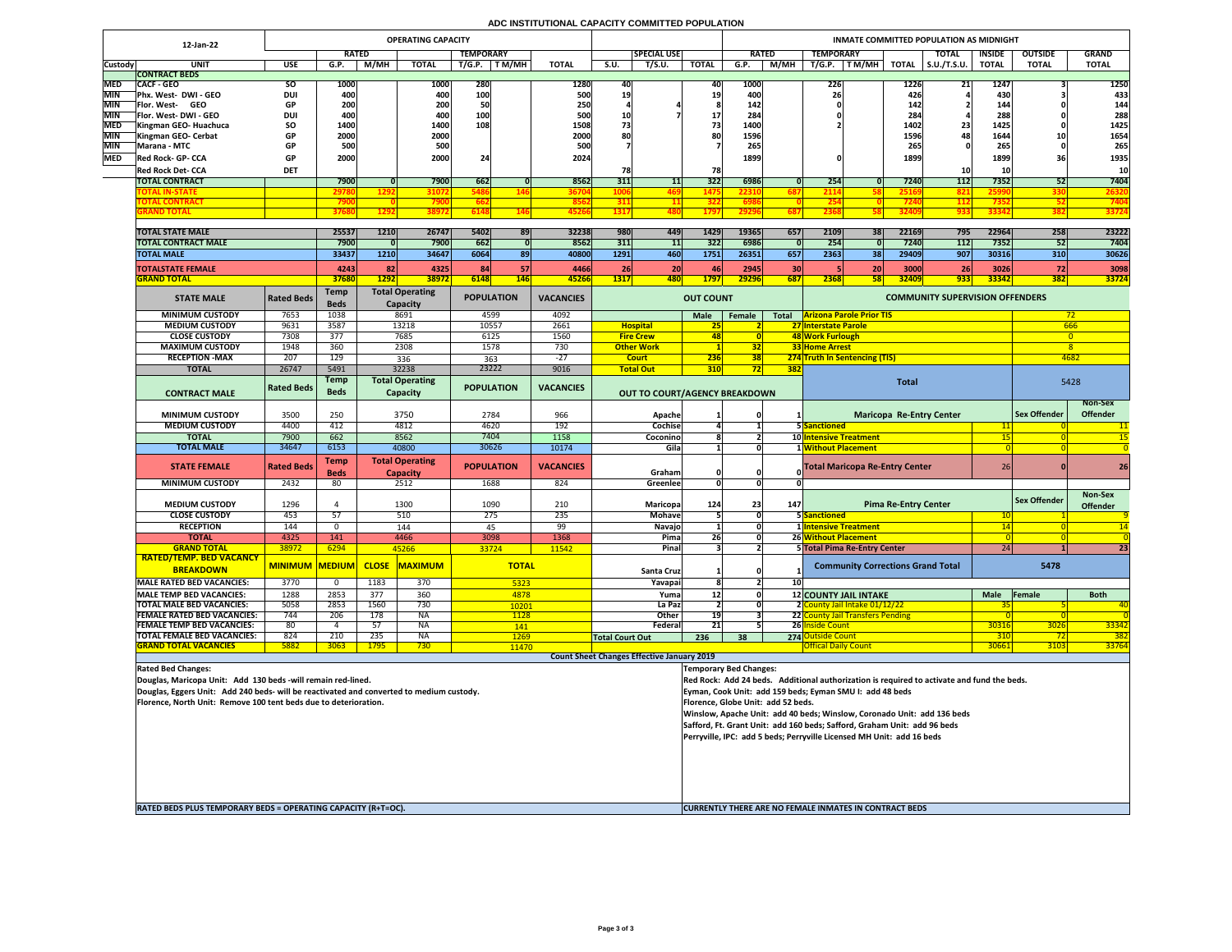# ADC INSTITUTIONAL CAPACITY COMMITTED POPULATION

| 12-Jan-22 | | | OPERATING CAPACITY | | | | | | | | | INMATE COMMITTED POPULATION AS MIDNIGHT | | | | | | | | | |
|---|---|---|---|---|---|---|---|---|---|---|---|---|---|---|---|---|---|---|---|---|---|
| | | | RATED | | | TEMPORARY | | | | SPECIAL USE | | RATED | | TEMPORARY | | | TOTAL | INSIDE | OUTSIDE | GRAND |
| Custody | UNIT | USE | G.P. | M/MH | TOTAL | T/G.P. | T M/MH | TOTAL | S.U. | T/S.U. | TOTAL | G.P. | M/MH | T/G.P. | T M/MH | TOTAL | S.U./T.S.U. | TOTAL | TOTAL | TOTAL |
| | CONTRACT BEDS | | | | | | | | | | | | | | | | | | | |
| MED | CACF - GEO | SO | 1000 | | 1000 | 280 | | 1280 | 40 | | 40 | 1000 | | 226 | | 1226 | 21 | 1247 | 3 | 1250 |
| MIN | Phx. West- DWI - GEO | DUI | 400 | | 400 | 100 | | 500 | 19 | | 19 | 400 | | 26 | | 426 | 4 | 430 | 3 | 433 |
| MIN | Flor. West- GEO | GP | 200 | | 200 | 50 | | 250 | 4 | 4 | 8 | 142 | | 0 | | 142 | 2 | 144 | 0 | 144 |
| MIN | Flor. West- DWI - GEO | DUI | 400 | | 400 | 100 | | 500 | 10 | 7 | 17 | 284 | | 0 | | 284 | 4 | 288 | 0 | 288 |
| MED | Kingman GEO- Huachuca | SO | 1400 | | 1400 | 108 | | 1508 | 73 | | 73 | 1400 | | 2 | | 1402 | 23 | 1425 | 0 | 1425 |
| MIN | Kingman GEO- Cerbat | GP | 2000 | | 2000 | | | 2000 | 80 | | 80 | 1596 | | | | 1596 | 48 | 1644 | 10 | 1654 |
| MIN | Marana - MTC | GP | 500 | | 500 | | | 500 | 7 | | 7 | 265 | | | | 265 | 0 | 265 | 0 | 265 |
| MED | Red Rock- GP- CCA | GP | 2000 | | 2000 | 24 | | 2024 | | | | 1899 | | 0 | | 1899 | | 1899 | 36 | 1935 |
| | Red Rock Det- CCA | DET | | | | | | | 78 | | 78 | | | | | | 10 | 10 | | 10 |
| | TOTAL CONTRACT | | 7900 | 0 | 7900 | 662 | 0 | 8562 | 311 | 11 | 322 | 6986 | 0 | 254 | 0 | 7240 | 112 | 7352 | 52 | 7404 |
| | TOTAL IN-STATE | | 29780 | 1292 | 31072 | 5486 | 146 | 36704 | 1006 | 469 | 1475 | 22310 | 687 | 2114 | 58 | 25169 | 821 | 25990 | 330 | 26320 |
| | TOTAL CONTRACT | | 7900 | 0 | 7900 | 662 | 0 | 8562 | 311 | 11 | 322 | 6986 | 0 | 254 | 0 | 7240 | 112 | 7352 | 52 | 7404 |
| | GRAND TOTAL | | 37680 | 1292 | 38972 | 6148 | 146 | 45266 | 1317 | 480 | 1797 | 29296 | 687 | 2368 | 58 | 32409 | 933 | 33342 | 382 | 33724 |
| | TOTAL STATE MALE | | 25537 | 1210 | 26747 | 5402 | 89 | 32238 | 980 | 449 | 1429 | 19365 | 657 | 2109 | 38 | 22169 | 795 | 22964 | 258 | 23222 |
| | TOTAL CONTRACT MALE | | 7900 | 0 | 7900 | 662 | 0 | 8562 | 311 | 11 | 322 | 6986 | 0 | 254 | 0 | 7240 | 112 | 7352 | 52 | 7404 |
| | TOTAL MALE | | 33437 | 1210 | 34647 | 6064 | 89 | 40800 | 1291 | 460 | 1751 | 26351 | 657 | 2363 | 38 | 29409 | 907 | 30316 | 310 | 30626 |
| | TOTALSTATE FEMALE | | 4243 | 82 | 4325 | 84 | 57 | 4466 | 26 | 20 | 46 | 2945 | 30 | 5 | 20 | 3000 | 26 | 3026 | 72 | 3098 |
| | GRAND TOTAL | | 37680 | 1292 | 38972 | 6148 | 146 | 45266 | 1317 | 480 | 1797 | 29296 | 687 | 2368 | 58 | 32409 | 933 | 33342 | 382 | 33724 |

| STATE MALE | Rated Beds | Temp Beds | Total Operating Capacity | POPULATION | VACANCIES |
|---|---|---|---|---|---|
| MINIMUM CUSTODY | 7653 | 1038 | 8691 | 4599 | 4092 |
| MEDIUM CUSTODY | 9631 | 3587 | 13218 | 10557 | 2661 |
| CLOSE CUSTODY | 7308 | 377 | 7685 | 6125 | 1560 |
| MAXIMUM CUSTODY | 1948 | 360 | 2308 | 1578 | 730 |
| RECEPTION -MAX | 207 | 129 | 336 | 363 | -27 |
| TOTAL | 26747 | 5491 | 32238 | 23222 | 9016 |

| CONTRACT MALE | Rated Beds | Temp Beds | Total Operating Capacity | POPULATION | VACANCIES |
|---|---|---|---|---|---|
| MINIMUM CUSTODY | 3500 | 250 | 3750 | 2784 | 966 |
| MEDIUM CUSTODY | 4400 | 412 | 4812 | 4620 | 192 |
| TOTAL | 7900 | 662 | 8562 | 7404 | 1158 |
| TOTAL MALE | 34647 | 6153 | 40800 | 30626 | 10174 |

| STATE FEMALE | Rated Beds | Temp Beds | Total Operating Capacity | POPULATION | VACANCIES |
|---|---|---|---|---|---|
| MINIMUM CUSTODY | 2432 | 80 | 2512 | 1688 | 824 |
| MEDIUM CUSTODY | 1296 | 4 | 1300 | 1090 | 210 |
| CLOSE CUSTODY | 453 | 57 | 510 | 275 | 235 |
| RECEPTION | 144 | 0 | 144 | 45 | 99 |
| TOTAL | 4325 | 141 | 4466 | 3098 | 1368 |
| GRAND TOTAL | 38972 | 6294 | 45266 | 33724 | 11542 |

| RATED/TEMP. BED VACANCY BREAKDOWN | MINIMUM | MEDIUM | CLOSE | MAXIMUM | TOTAL |
|---|---|---|---|---|---|
| MALE RATED BED VACANCIES: | 3770 | 0 | 1183 | 370 | 5323 |
| MALE TEMP BED VACANCIES: | 1288 | 2853 | 377 | 360 | 4878 |
| TOTAL MALE BED VACANCIES: | 5058 | 2853 | 1560 | 730 | 10201 |
| FEMALE RATED BED VACANCIES: | 744 | 206 | 178 | NA | 1128 |
| FEMALE TEMP BED VACANCIES: | 80 | 4 | 57 | NA | 141 |
| TOTAL FEMALE BED VACANCIES: | 824 | 210 | 235 | NA | 1269 |
| GRAND TOTAL VACANCIES | 5882 | 3063 | 1795 | 730 | 11470 |

| OUT COUNT | Male | Female | Total |
|---|---|---|---|
| Hospital | 25 | 2 | 27 |
| Fire Crew | 48 | 0 | 48 |
| Other Work | 1 | 32 | 33 |
| Court | 236 | 38 | 274 |
| Total Out | 310 | 72 | 382 |

| OUT TO COURT/AGENCY BREAKDOWN | | | |
|---|---|---|---|
| Apache | 1 | 0 | 1 |
| Cochise | 4 | 1 | 5 |
| Coconino | 8 | 2 | 10 |
| Gila | 1 | 0 | 1 |
| Graham | 0 | 0 | 0 |
| Greenlee | 0 | 0 | 0 |
| Maricopa | 124 | 23 | 147 |
| Mohave | 5 | 0 | 5 |
| Navajo | 1 | 0 | 1 |
| Pima | 26 | 0 | 26 |
| Pinal | 3 | 2 | 5 |
| Santa Cruz | 1 | 0 | 1 |
| Yavapai | 8 | 2 | 10 |
| Yuma | 12 | 0 | 12 |
| La Paz | 2 | 0 | 2 |
| Other | 19 | 3 | 22 |
| Federal | 21 | 5 | 26 |
| Total Court Out | 236 | 38 | 274 |

| COMMUNITY SUPERVISION OFFENDERS | |
|---|---|
| Arizona Parole Prior TIS | 72 |
| Interstate Parole | 666 |
| Work Furlough | 0 |
| Home Arrest | 8 |
| Truth In Sentencing (TIS) | 4682 |
| Total | 5428 |

| Maricopa Re-Entry Center | | Sex Offender | Non-Sex Offender |
|---|---|---|---|
| Sanctioned | 11 | 0 | 11 |
| Intensive Treatment | 15 | 0 | 15 |
| Without Placement | 0 | 0 | 0 |
| Total Maricopa Re-Entry Center | 26 | 0 | 26 |

| Pima Re-Entry Center | | Sex Offender | Non-Sex Offender |
|---|---|---|---|
| Sanctioned | 10 | 1 | 9 |
| Intensive Treatment | 14 | 0 | 14 |
| Without Placement | 0 | 0 | 0 |
| Total Pima Re-Entry Center | 24 | 1 | 23 |
| Community Corrections Grand Total | | 5478 | |

| COUNTY JAIL INTAKE | Male | Female | Both |
|---|---|---|---|
| County Jail Intake 01/12/22 | 35 | 5 | 40 |
| County Jail Transfers Pending | 0 | 0 | 0 |
| Inside Count | 30316 | 3026 | 33342 |
| Outside Count | 310 | 72 | 382 |
| Offical Daily Count | 30661 | 3103 | 33764 |

**Count Sheet Changes Effective January 2019**

**Rated Bed Changes:**

Douglas, Maricopa Unit: Add 130 beds -will remain red-lined.

Douglas, Eggers Unit: Add 240 beds- will be reactivated and converted to medium custody.

Florence, North Unit: Remove 100 tent beds due to deterioration.

**Temporary Bed Changes:**

Red Rock: Add 24 beds. Additional authorization is required to activate and fund the beds.

Eyman, Cook Unit: add 159 beds; Eyman SMU I: add 48 beds

Florence, Globe Unit: add 52 beds.

Winslow, Apache Unit: add 40 beds; Winslow, Coronado Unit: add 136 beds

Safford, Ft. Grant Unit: add 160 beds; Safford, Graham Unit: add 96 beds

Perryville, IPC: add 5 beds; Perryville Licensed MH Unit: add 16 beds

RATED BEDS PLUS TEMPORARY BEDS = OPERATING CAPACITY (R+T=OC).

CURRENTLY THERE ARE NO FEMALE INMATES IN CONTRACT BEDS